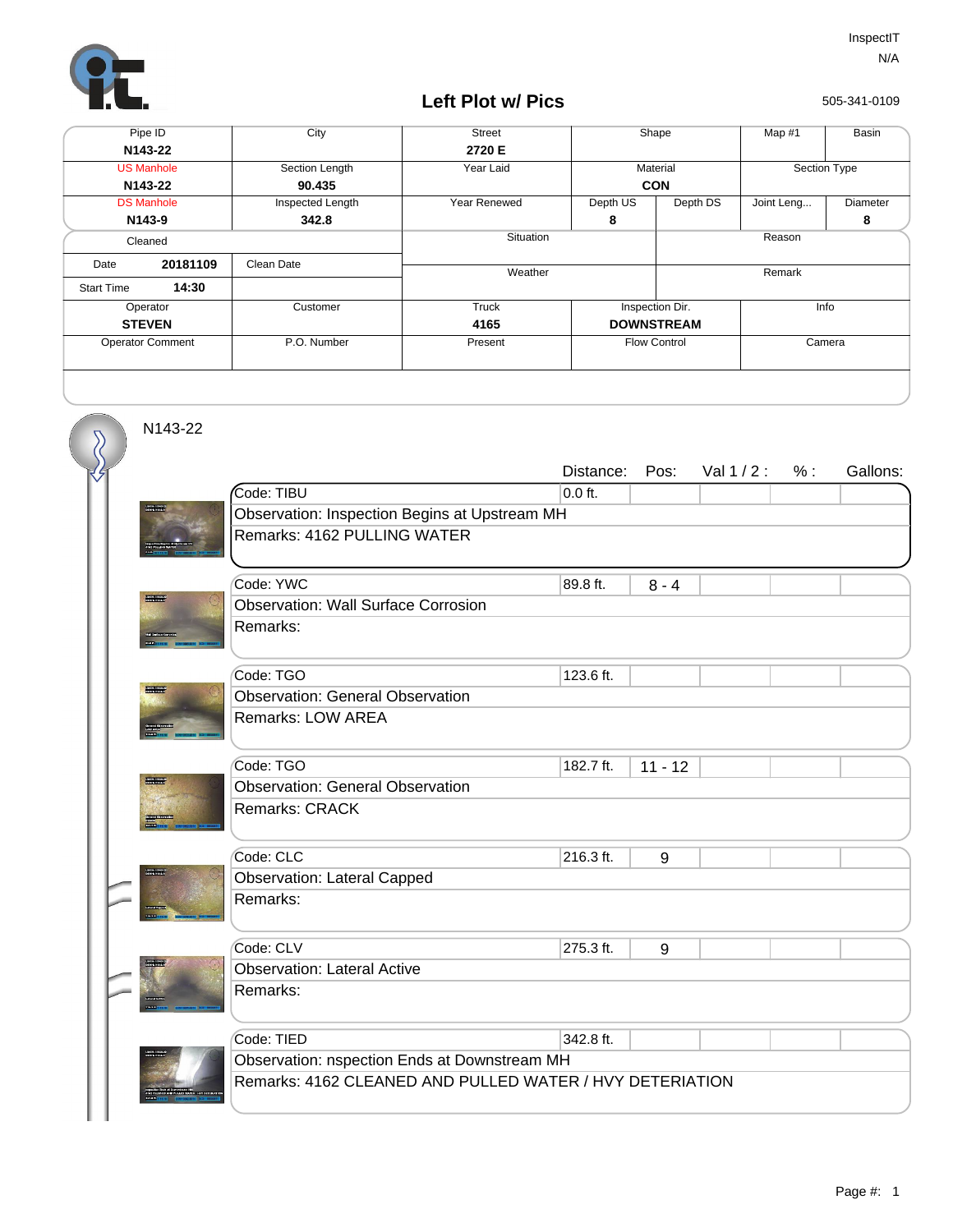InspectIT
N/A

505-341-0109

# Left Plot w/ Pics

| Pipe ID | City | Street | Shape | | Map #1 | Basin |
|---|---|---|---|---|---|---|
| **N143-22** | | **2720 E** | | | | |
| US Manhole | Section Length | Year Laid | Material | | Section Type | |
| **N143-22** | **90.435** | | **CON** | | | |
| DS Manhole | Inspected Length | Year Renewed | Depth US | Depth DS | Joint Leng... | Diameter |
| **N143-9** | **342.8** | | **8** | | | **8** |
| Cleaned | | Situation | | Reason | | |
| Date **20181109** | Clean Date | Weather | | Remark | | |
| Start Time **14:30** | | | | | | |
| Operator | Customer | Truck | Inspection Dir. | | Info | |
| **STEVEN** | | **4165** | **DOWNSTREAM** | | | |
| Operator Comment | P.O. Number | Present | Flow Control | | Camera | |

N143-22

| Code | Distance: | Pos: | Val 1 / 2 : | % : | Gallons: |
|---|---|---|---|---|---|
| Code: TIBU | 0.0 ft. | | | | |
| Observation: Inspection Begins at Upstream MH | | | | | |
| Remarks: 4162 PULLING WATER | | | | | |
| Code: YWC | 89.8 ft. | 8 - 4 | | | |
| Observation: Wall Surface Corrosion | | | | | |
| Remarks: | | | | | |
| Code: TGO | 123.6 ft. | | | | |
| Observation: General Observation | | | | | |
| Remarks: LOW AREA | | | | | |
| Code: TGO | 182.7 ft. | 11 - 12 | | | |
| Observation: General Observation | | | | | |
| Remarks: CRACK | | | | | |
| Code: CLC | 216.3 ft. | 9 | | | |
| Observation: Lateral Capped | | | | | |
| Remarks: | | | | | |
| Code: CLV | 275.3 ft. | 9 | | | |
| Observation: Lateral Active | | | | | |
| Remarks: | | | | | |
| Code: TIED | 342.8 ft. | | | | |
| Observation: nspection Ends at Downstream MH | | | | | |
| Remarks: 4162 CLEANED AND PULLED WATER / HVY DETERIATION | | | | | |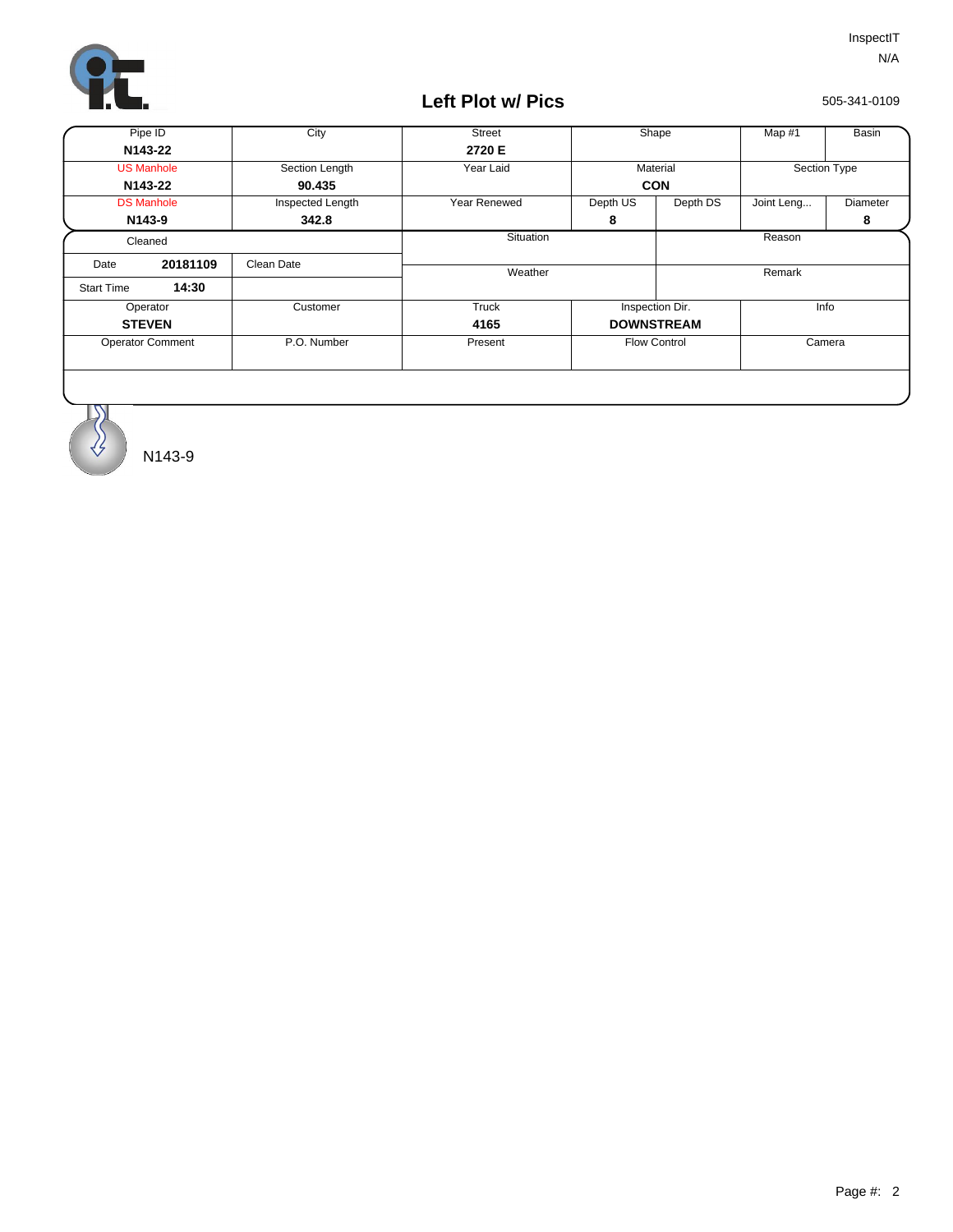InspectIT
N/A

# Left Plot w/ Pics

505-341-0109

| Pipe ID | City | Street | Shape | | Map #1 | Basin |
|---|---|---|---|---|---|---|
| **N143-22** | | **2720 E** | | | | |
| US Manhole | Section Length | Year Laid | Material | | Section Type | |
| **N143-22** | **90.435** | | **CON** | | | |
| DS Manhole | Inspected Length | Year Renewed | Depth US | Depth DS | Joint Leng... | Diameter |
| **N143-9** | **342.8** | | **8** | | | **8** |

| Cleaned | | Situation | Reason |
|---|---|---|---|
| Date **20181109** | Clean Date | Weather | Remark |
| Start Time **14:30** | | | |

| Operator | Customer | Truck | Inspection Dir. | Info |
|---|---|---|---|---|
| **STEVEN** | | **4165** | **DOWNSTREAM** | |
| Operator Comment | P.O. Number | Present | Flow Control | Camera |

N143-9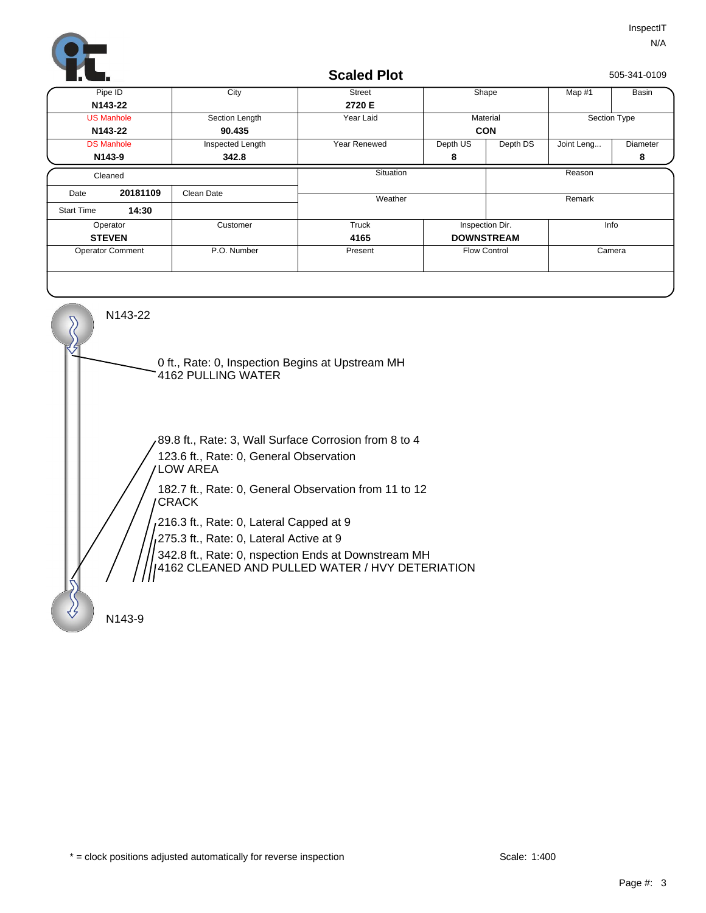InspectIT
N/A

# Scaled Plot

505-341-0109

| Pipe ID | City | Street | Shape | | Map #1 | Basin |
|---|---|---|---|---|---|---|
| **N143-22** | | **2720 E** | | | | |
| US Manhole | Section Length | Year Laid | Material | | Section Type | |
| **N143-22** | **90.435** | | **CON** | | | |
| DS Manhole | Inspected Length | Year Renewed | Depth US | Depth DS | Joint Leng... | Diameter |
| **N143-9** | **342.8** | | **8** | | | **8** |

| Cleaned | | | Situation | Reason |
|---|---|---|---|---|
| Date | **20181109** | Clean Date | Weather | Remark |
| Start Time | **14:30** | | | |
| Operator | | Customer | Truck | Inspection Dir. | Info |
| **STEVEN** | | | **4165** | **DOWNSTREAM** | |
| Operator Comment | | P.O. Number | Present | Flow Control | Camera |

N143-22

0 ft., Rate: 0, Inspection Begins at Upstream MH
4162 PULLING WATER

89.8 ft., Rate: 3, Wall Surface Corrosion from 8 to 4

123.6 ft., Rate: 0, General Observation
LOW AREA

182.7 ft., Rate: 0, General Observation from 11 to 12
CRACK

216.3 ft., Rate: 0, Lateral Capped at 9

275.3 ft., Rate: 0, Lateral Active at 9

342.8 ft., Rate: 0, nspection Ends at Downstream MH
4162 CLEANED AND PULLED WATER / HVY DETERIATION

N143-9

* = clock positions adjusted automatically for reverse inspection

Scale: 1:400